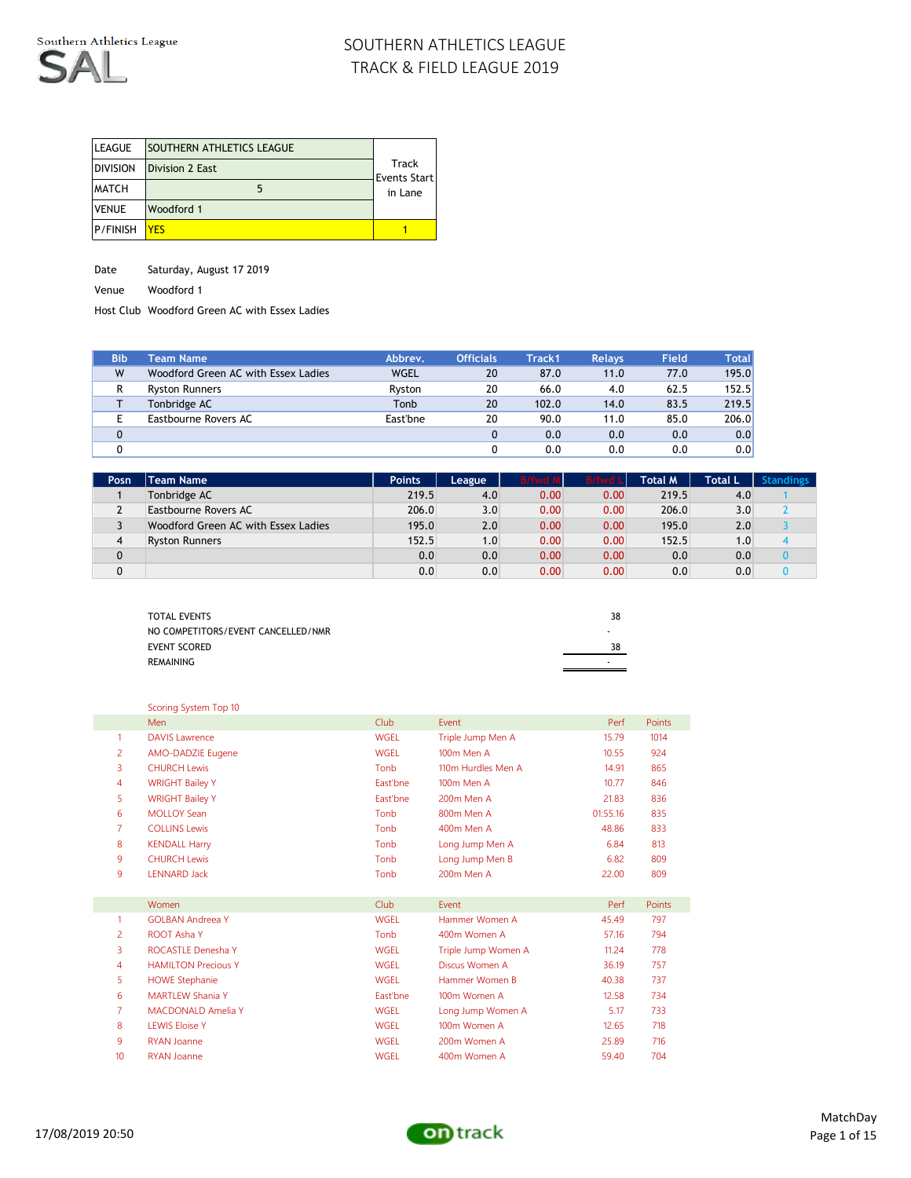Southern Athletics League

SAL

# SOUTHERN ATHLETICS LEAGUE
# TRACK & FIELD LEAGUE 2019

| LEAGUE | SOUTHERN ATHLETICS LEAGUE | Track Events Start in Lane |
|---|---|---|
| DIVISION | Division 2 East | |
| MATCH | 5 | |
| VENUE | Woodford 1 | |
| P/FINISH | YES | 1 |

Date Saturday, August 17 2019

Venue Woodford 1

Host Club Woodford Green AC with Essex Ladies

| Bib | Team Name | Abbrev. | Officials | Track1 | Relays | Field | Total |
|---|---|---|---|---|---|---|---|
| W | Woodford Green AC with Essex Ladies | WGEL | 20 | 87.0 | 11.0 | 77.0 | 195.0 |
| R | Ryston Runners | Ryston | 20 | 66.0 | 4.0 | 62.5 | 152.5 |
| T | Tonbridge AC | Tonb | 20 | 102.0 | 14.0 | 83.5 | 219.5 |
| E | Eastbourne Rovers AC | East'bne | 20 | 90.0 | 11.0 | 85.0 | 206.0 |
| 0 | | | 0 | 0.0 | 0.0 | 0.0 | 0.0 |
| 0 | | | 0 | 0.0 | 0.0 | 0.0 | 0.0 |

| Posn | Team Name | Points | League | B/fwd M | B/fwd L | Total M | Total L | Standings |
|---|---|---|---|---|---|---|---|---|
| 1 | Tonbridge AC | 219.5 | 4.0 | 0.00 | 0.00 | 219.5 | 4.0 | 1 |
| 2 | Eastbourne Rovers AC | 206.0 | 3.0 | 0.00 | 0.00 | 206.0 | 3.0 | 2 |
| 3 | Woodford Green AC with Essex Ladies | 195.0 | 2.0 | 0.00 | 0.00 | 195.0 | 2.0 | 3 |
| 4 | Ryston Runners | 152.5 | 1.0 | 0.00 | 0.00 | 152.5 | 1.0 | 4 |
| 0 | | 0.0 | 0.0 | 0.00 | 0.00 | 0.0 | 0.0 | 0 |
| 0 | | 0.0 | 0.0 | 0.00 | 0.00 | 0.0 | 0.0 | 0 |

| | |
|---|---|
| TOTAL EVENTS | 38 |
| NO COMPETITORS/EVENT CANCELLED/NMR | - |
| EVENT SCORED | 38 |
| REMAINING | - |

Scoring System Top 10

| | Men | Club | Event | Perf | Points |
|---|---|---|---|---|---|
| 1 | DAVIS Lawrence | WGEL | Triple Jump Men A | 15.79 | 1014 |
| 2 | AMO-DADZIE Eugene | WGEL | 100m Men A | 10.55 | 924 |
| 3 | CHURCH Lewis | Tonb | 110m Hurdles Men A | 14.91 | 865 |
| 4 | WRIGHT Bailey Y | East'bne | 100m Men A | 10.77 | 846 |
| 5 | WRIGHT Bailey Y | East'bne | 200m Men A | 21.83 | 836 |
| 6 | MOLLOY Sean | Tonb | 800m Men A | 01:55.16 | 835 |
| 7 | COLLINS Lewis | Tonb | 400m Men A | 48.86 | 833 |
| 8 | KENDALL Harry | Tonb | Long Jump Men A | 6.84 | 813 |
| 9 | CHURCH Lewis | Tonb | Long Jump Men B | 6.82 | 809 |
| 9 | LENNARD Jack | Tonb | 200m Men A | 22.00 | 809 |

| | Women | Club | Event | Perf | Points |
|---|---|---|---|---|---|
| 1 | GOLBAN Andreea Y | WGEL | Hammer Women A | 45.49 | 797 |
| 2 | ROOT Asha Y | Tonb | 400m Women A | 57.16 | 794 |
| 3 | ROCASTLE Denesha Y | WGEL | Triple Jump Women A | 11.24 | 778 |
| 4 | HAMILTON Precious Y | WGEL | Discus Women A | 36.19 | 757 |
| 5 | HOWE Stephanie | WGEL | Hammer Women B | 40.38 | 737 |
| 6 | MARTLEW Shania Y | East'bne | 100m Women A | 12.58 | 734 |
| 7 | MACDONALD Amelia Y | WGEL | Long Jump Women A | 5.17 | 733 |
| 8 | LEWIS Eloise Y | WGEL | 100m Women A | 12.65 | 718 |
| 9 | RYAN Joanne | WGEL | 200m Women A | 25.89 | 716 |
| 10 | RYAN Joanne | WGEL | 400m Women A | 59.40 | 704 |

17/08/2019 20:50

MatchDay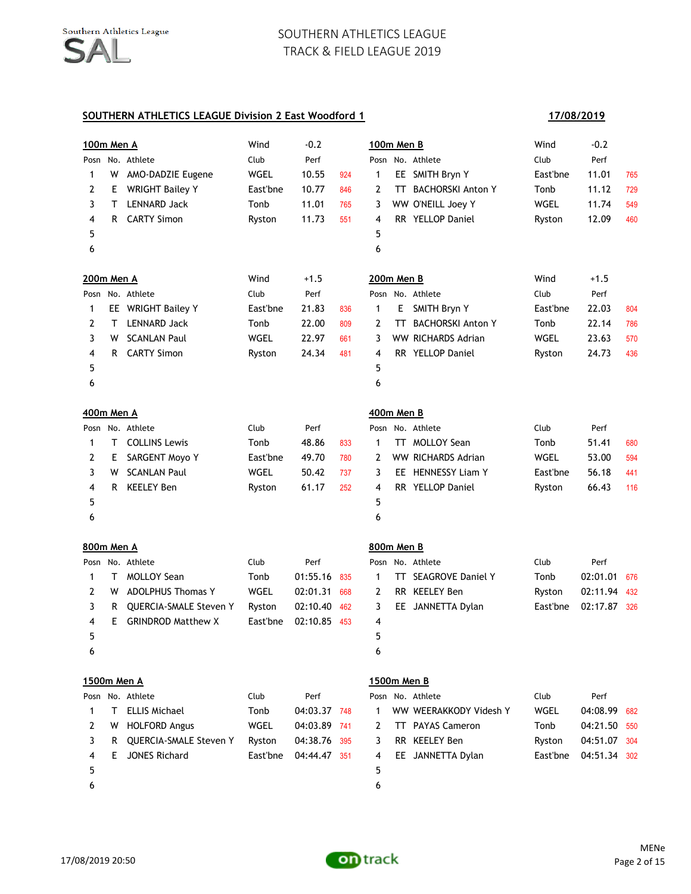# SOUTHERN ATHLETICS LEAGUE
## TRACK & FIELD LEAGUE 2019

**SOUTHERN ATHLETICS LEAGUE Division 2 East Woodford 1** — **17/08/2019**

### 100m Men A
Wind -0.2

| Posn | No. | Athlete | Club | Perf | Pts |
|---|---|---|---|---|---|
| 1 | W | AMO-DADZIE Eugene | WGEL | 10.55 | 924 |
| 2 | E | WRIGHT Bailey Y | East'bne | 10.77 | 846 |
| 3 | T | LENNARD Jack | Tonb | 11.01 | 765 |
| 4 | R | CARTY Simon | Ryston | 11.73 | 551 |
| 5 | | | | | |
| 6 | | | | | |

### 100m Men B
Wind -0.2

| Posn | No. | Athlete | Club | Perf | Pts |
|---|---|---|---|---|---|
| 1 | EE | SMITH Bryn Y | East'bne | 11.01 | 765 |
| 2 | TT | BACHORSKI Anton Y | Tonb | 11.12 | 729 |
| 3 | WW | O'NEILL Joey Y | WGEL | 11.74 | 549 |
| 4 | RR | YELLOP Daniel | Ryston | 12.09 | 460 |
| 5 | | | | | |
| 6 | | | | | |

### 200m Men A
Wind +1.5

| Posn | No. | Athlete | Club | Perf | Pts |
|---|---|---|---|---|---|
| 1 | EE | WRIGHT Bailey Y | East'bne | 21.83 | 836 |
| 2 | T | LENNARD Jack | Tonb | 22.00 | 809 |
| 3 | W | SCANLAN Paul | WGEL | 22.97 | 661 |
| 4 | R | CARTY Simon | Ryston | 24.34 | 481 |
| 5 | | | | | |
| 6 | | | | | |

### 200m Men B
Wind +1.5

| Posn | No. | Athlete | Club | Perf | Pts |
|---|---|---|---|---|---|
| 1 | E | SMITH Bryn Y | East'bne | 22.03 | 804 |
| 2 | TT | BACHORSKI Anton Y | Tonb | 22.14 | 786 |
| 3 | WW | RICHARDS Adrian | WGEL | 23.63 | 570 |
| 4 | RR | YELLOP Daniel | Ryston | 24.73 | 436 |
| 5 | | | | | |
| 6 | | | | | |

### 400m Men A

| Posn | No. | Athlete | Club | Perf | Pts |
|---|---|---|---|---|---|
| 1 | T | COLLINS Lewis | Tonb | 48.86 | 833 |
| 2 | E | SARGENT Moyo Y | East'bne | 49.70 | 780 |
| 3 | W | SCANLAN Paul | WGEL | 50.42 | 737 |
| 4 | R | KEELEY Ben | Ryston | 61.17 | 252 |
| 5 | | | | | |
| 6 | | | | | |

### 400m Men B

| Posn | No. | Athlete | Club | Perf | Pts |
|---|---|---|---|---|---|
| 1 | TT | MOLLOY Sean | Tonb | 51.41 | 680 |
| 2 | WW | RICHARDS Adrian | WGEL | 53.00 | 594 |
| 3 | EE | HENNESSY Liam Y | East'bne | 56.18 | 441 |
| 4 | RR | YELLOP Daniel | Ryston | 66.43 | 116 |
| 5 | | | | | |
| 6 | | | | | |

### 800m Men A

| Posn | No. | Athlete | Club | Perf | Pts |
|---|---|---|---|---|---|
| 1 | T | MOLLOY Sean | Tonb | 01:55.16 | 835 |
| 2 | W | ADOLPHUS Thomas Y | WGEL | 02:01.31 | 668 |
| 3 | R | QUERCIA-SMALE Steven Y | Ryston | 02:10.40 | 462 |
| 4 | E | GRINDROD Matthew X | East'bne | 02:10.85 | 453 |
| 5 | | | | | |
| 6 | | | | | |

### 800m Men B

| Posn | No. | Athlete | Club | Perf | Pts |
|---|---|---|---|---|---|
| 1 | TT | SEAGROVE Daniel Y | Tonb | 02:01.01 | 676 |
| 2 | RR | KEELEY Ben | Ryston | 02:11.94 | 432 |
| 3 | EE | JANNETTA Dylan | East'bne | 02:17.87 | 326 |
| 4 | | | | | |
| 5 | | | | | |
| 6 | | | | | |

### 1500m Men A

| Posn | No. | Athlete | Club | Perf | Pts |
|---|---|---|---|---|---|
| 1 | T | ELLIS Michael | Tonb | 04:03.37 | 748 |
| 2 | W | HOLFORD Angus | WGEL | 04:03.89 | 741 |
| 3 | R | QUERCIA-SMALE Steven Y | Ryston | 04:38.76 | 395 |
| 4 | E | JONES Richard | East'bne | 04:44.47 | 351 |
| 5 | | | | | |
| 6 | | | | | |

### 1500m Men B

| Posn | No. | Athlete | Club | Perf | Pts |
|---|---|---|---|---|---|
| 1 | WW | WEERAKKODY Videsh Y | WGEL | 04:08.99 | 682 |
| 2 | TT | PAYAS Cameron | Tonb | 04:21.50 | 550 |
| 3 | RR | KEELEY Ben | Ryston | 04:51.07 | 304 |
| 4 | EE | JANNETTA Dylan | East'bne | 04:51.34 | 302 |
| 5 | | | | | |
| 6 | | | | | |

17/08/2019 20:50 — MENe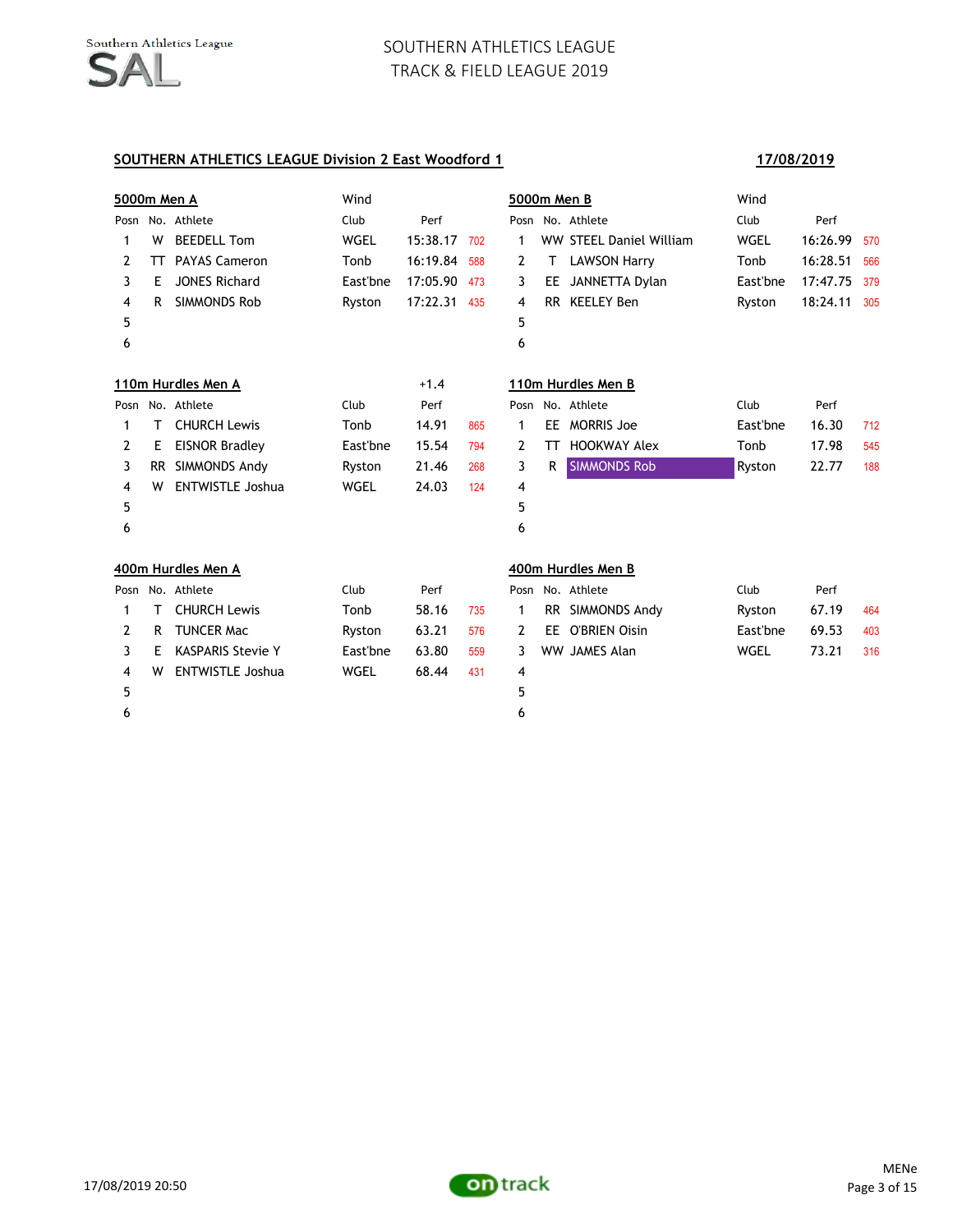## SOUTHERN ATHLETICS LEAGUE Division 2 East Woodford 1

**17/08/2019**

### 5000m Men A

Wind

| Posn | No. | Athlete | Club | Perf | |
|---|---|---|---|---|---|
| 1 | W | BEEDELL Tom | WGEL | 15:38.17 | 702 |
| 2 | TT | PAYAS Cameron | Tonb | 16:19.84 | 588 |
| 3 | E | JONES Richard | East'bne | 17:05.90 | 473 |
| 4 | R | SIMMONDS Rob | Ryston | 17:22.31 | 435 |
| 5 | | | | | |
| 6 | | | | | |

### 5000m Men B

Wind

| Posn | No. | Athlete | Club | Perf | |
|---|---|---|---|---|---|
| 1 | WW | STEEL Daniel William | WGEL | 16:26.99 | 570 |
| 2 | T | LAWSON Harry | Tonb | 16:28.51 | 566 |
| 3 | EE | JANNETTA Dylan | East'bne | 17:47.75 | 379 |
| 4 | RR | KEELEY Ben | Ryston | 18:24.11 | 305 |
| 5 | | | | | |
| 6 | | | | | |

### 110m Hurdles Men A

+1.4

| Posn | No. | Athlete | Club | Perf | |
|---|---|---|---|---|---|
| 1 | T | CHURCH Lewis | Tonb | 14.91 | 865 |
| 2 | E | EISNOR Bradley | East'bne | 15.54 | 794 |
| 3 | RR | SIMMONDS Andy | Ryston | 21.46 | 268 |
| 4 | W | ENTWISTLE Joshua | WGEL | 24.03 | 124 |
| 5 | | | | | |
| 6 | | | | | |

### 110m Hurdles Men B

| Posn | No. | Athlete | Club | Perf | |
|---|---|---|---|---|---|
| 1 | EE | MORRIS Joe | East'bne | 16.30 | 712 |
| 2 | TT | HOOKWAY Alex | Tonb | 17.98 | 545 |
| 3 | R | SIMMONDS Rob | Ryston | 22.77 | 188 |
| 4 | | | | | |
| 5 | | | | | |
| 6 | | | | | |

### 400m Hurdles Men A

| Posn | No. | Athlete | Club | Perf | |
|---|---|---|---|---|---|
| 1 | T | CHURCH Lewis | Tonb | 58.16 | 735 |
| 2 | R | TUNCER Mac | Ryston | 63.21 | 576 |
| 3 | E | KASPARIS Stevie Y | East'bne | 63.80 | 559 |
| 4 | W | ENTWISTLE Joshua | WGEL | 68.44 | 431 |
| 5 | | | | | |
| 6 | | | | | |

### 400m Hurdles Men B

| Posn | No. | Athlete | Club | Perf | |
|---|---|---|---|---|---|
| 1 | RR | SIMMONDS Andy | Ryston | 67.19 | 464 |
| 2 | EE | O'BRIEN Oisin | East'bne | 69.53 | 403 |
| 3 | WW | JAMES Alan | WGEL | 73.21 | 316 |
| 4 | | | | | |
| 5 | | | | | |
| 6 | | | | | |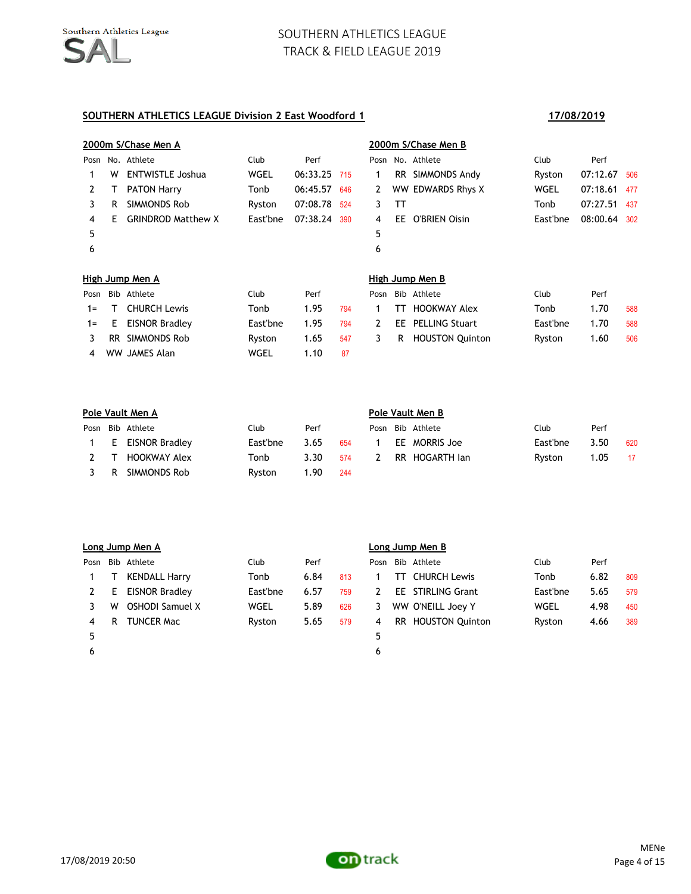# SOUTHERN ATHLETICS LEAGUE
## TRACK & FIELD LEAGUE 2019

### SOUTHERN ATHLETICS LEAGUE Division 2 East Woodford 1 — 17/08/2019

#### 2000m S/Chase Men A

| Posn | No. | Athlete | Club | Perf | |
|---|---|---|---|---|---|
| 1 | W | ENTWISTLE Joshua | WGEL | 06:33.25 | 715 |
| 2 | T | PATON Harry | Tonb | 06:45.57 | 646 |
| 3 | R | SIMMONDS Rob | Ryston | 07:08.78 | 524 |
| 4 | E | GRINDROD Matthew X | East'bne | 07:38.24 | 390 |
| 5 | | | | | |
| 6 | | | | | |

#### 2000m S/Chase Men B

| Posn | No. | Athlete | Club | Perf | |
|---|---|---|---|---|---|
| 1 | RR | SIMMONDS Andy | Ryston | 07:12.67 | 506 |
| 2 | WW | EDWARDS Rhys X | WGEL | 07:18.61 | 477 |
| 3 | TT | | Tonb | 07:27.51 | 437 |
| 4 | EE | O'BRIEN Oisin | East'bne | 08:00.64 | 302 |
| 5 | | | | | |
| 6 | | | | | |

#### High Jump Men A

| Posn | Bib | Athlete | Club | Perf | |
|---|---|---|---|---|---|
| 1= | T | CHURCH Lewis | Tonb | 1.95 | 794 |
| 1= | E | EISNOR Bradley | East'bne | 1.95 | 794 |
| 3 | RR | SIMMONDS Rob | Ryston | 1.65 | 547 |
| 4 | WW | JAMES Alan | WGEL | 1.10 | 87 |

#### High Jump Men B

| Posn | Bib | Athlete | Club | Perf | |
|---|---|---|---|---|---|
| 1 | TT | HOOKWAY Alex | Tonb | 1.70 | 588 |
| 2 | EE | PELLING Stuart | East'bne | 1.70 | 588 |
| 3 | R | HOUSTON Quinton | Ryston | 1.60 | 506 |

#### Pole Vault Men A

| Posn | Bib | Athlete | Club | Perf | |
|---|---|---|---|---|---|
| 1 | E | EISNOR Bradley | East'bne | 3.65 | 654 |
| 2 | T | HOOKWAY Alex | Tonb | 3.30 | 574 |
| 3 | R | SIMMONDS Rob | Ryston | 1.90 | 244 |

#### Pole Vault Men B

| Posn | Bib | Athlete | Club | Perf | |
|---|---|---|---|---|---|
| 1 | EE | MORRIS Joe | East'bne | 3.50 | 620 |
| 2 | RR | HOGARTH Ian | Ryston | 1.05 | 17 |

#### Long Jump Men A

| Posn | Bib | Athlete | Club | Perf | |
|---|---|---|---|---|---|
| 1 | T | KENDALL Harry | Tonb | 6.84 | 813 |
| 2 | E | EISNOR Bradley | East'bne | 6.57 | 759 |
| 3 | W | OSHODI Samuel X | WGEL | 5.89 | 626 |
| 4 | R | TUNCER Mac | Ryston | 5.65 | 579 |
| 5 | | | | | |
| 6 | | | | | |

#### Long Jump Men B

| Posn | Bib | Athlete | Club | Perf | |
|---|---|---|---|---|---|
| 1 | TT | CHURCH Lewis | Tonb | 6.82 | 809 |
| 2 | EE | STIRLING Grant | East'bne | 5.65 | 579 |
| 3 | WW | O'NEILL Joey Y | WGEL | 4.98 | 450 |
| 4 | RR | HOUSTON Quinton | Ryston | 4.66 | 389 |
| 5 | | | | | |
| 6 | | | | | |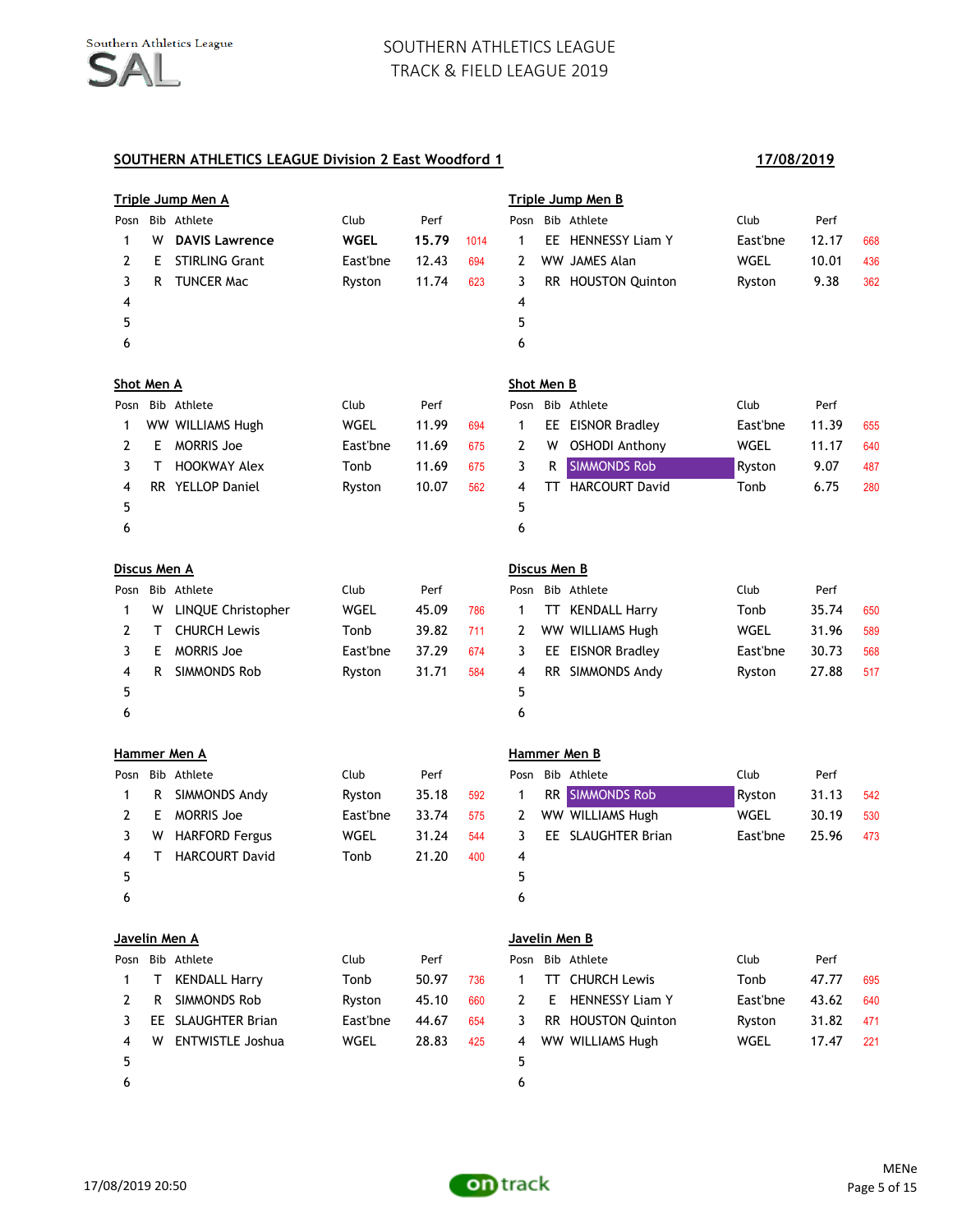# SOUTHERN ATHLETICS LEAGUE
## TRACK & FIELD LEAGUE 2019

**SOUTHERN ATHLETICS LEAGUE Division 2 East Woodford 1** — **17/08/2019**

### Triple Jump Men A

| Posn | Bib | Athlete | Club | Perf | |
|---|---|---|---|---|---|
| 1 | W | **DAVIS Lawrence** | **WGEL** | **15.79** | 1014 |
| 2 | E | STIRLING Grant | East'bne | 12.43 | 694 |
| 3 | R | TUNCER Mac | Ryston | 11.74 | 623 |
| 4 | | | | | |
| 5 | | | | | |
| 6 | | | | | |

### Triple Jump Men B

| Posn | Bib | Athlete | Club | Perf | |
|---|---|---|---|---|---|
| 1 | EE | HENNESSY Liam Y | East'bne | 12.17 | 668 |
| 2 | WW | JAMES Alan | WGEL | 10.01 | 436 |
| 3 | RR | HOUSTON Quinton | Ryston | 9.38 | 362 |
| 4 | | | | | |
| 5 | | | | | |
| 6 | | | | | |

### Shot Men A

| Posn | Bib | Athlete | Club | Perf | |
|---|---|---|---|---|---|
| 1 | WW | WILLIAMS Hugh | WGEL | 11.99 | 694 |
| 2 | E | MORRIS Joe | East'bne | 11.69 | 675 |
| 3 | T | HOOKWAY Alex | Tonb | 11.69 | 675 |
| 4 | RR | YELLOP Daniel | Ryston | 10.07 | 562 |
| 5 | | | | | |
| 6 | | | | | |

### Shot Men B

| Posn | Bib | Athlete | Club | Perf | |
|---|---|---|---|---|---|
| 1 | EE | EISNOR Bradley | East'bne | 11.39 | 655 |
| 2 | W | OSHODI Anthony | WGEL | 11.17 | 640 |
| 3 | R | SIMMONDS Rob | Ryston | 9.07 | 487 |
| 4 | TT | HARCOURT David | Tonb | 6.75 | 280 |
| 5 | | | | | |
| 6 | | | | | |

### Discus Men A

| Posn | Bib | Athlete | Club | Perf | |
|---|---|---|---|---|---|
| 1 | W | LINQUE Christopher | WGEL | 45.09 | 786 |
| 2 | T | CHURCH Lewis | Tonb | 39.82 | 711 |
| 3 | E | MORRIS Joe | East'bne | 37.29 | 674 |
| 4 | R | SIMMONDS Rob | Ryston | 31.71 | 584 |
| 5 | | | | | |
| 6 | | | | | |

### Discus Men B

| Posn | Bib | Athlete | Club | Perf | |
|---|---|---|---|---|---|
| 1 | TT | KENDALL Harry | Tonb | 35.74 | 650 |
| 2 | WW | WILLIAMS Hugh | WGEL | 31.96 | 589 |
| 3 | EE | EISNOR Bradley | East'bne | 30.73 | 568 |
| 4 | RR | SIMMONDS Andy | Ryston | 27.88 | 517 |
| 5 | | | | | |
| 6 | | | | | |

### Hammer Men A

| Posn | Bib | Athlete | Club | Perf | |
|---|---|---|---|---|---|
| 1 | R | SIMMONDS Andy | Ryston | 35.18 | 592 |
| 2 | E | MORRIS Joe | East'bne | 33.74 | 575 |
| 3 | W | HARFORD Fergus | WGEL | 31.24 | 544 |
| 4 | T | HARCOURT David | Tonb | 21.20 | 400 |
| 5 | | | | | |
| 6 | | | | | |

### Hammer Men B

| Posn | Bib | Athlete | Club | Perf | |
|---|---|---|---|---|---|
| 1 | RR | SIMMONDS Rob | Ryston | 31.13 | 542 |
| 2 | WW | WILLIAMS Hugh | WGEL | 30.19 | 530 |
| 3 | EE | SLAUGHTER Brian | East'bne | 25.96 | 473 |
| 4 | | | | | |
| 5 | | | | | |
| 6 | | | | | |

### Javelin Men A

| Posn | Bib | Athlete | Club | Perf | |
|---|---|---|---|---|---|
| 1 | T | KENDALL Harry | Tonb | 50.97 | 736 |
| 2 | R | SIMMONDS Rob | Ryston | 45.10 | 660 |
| 3 | EE | SLAUGHTER Brian | East'bne | 44.67 | 654 |
| 4 | W | ENTWISTLE Joshua | WGEL | 28.83 | 425 |
| 5 | | | | | |
| 6 | | | | | |

### Javelin Men B

| Posn | Bib | Athlete | Club | Perf | |
|---|---|---|---|---|---|
| 1 | TT | CHURCH Lewis | Tonb | 47.77 | 695 |
| 2 | E | HENNESSY Liam Y | East'bne | 43.62 | 640 |
| 3 | RR | HOUSTON Quinton | Ryston | 31.82 | 471 |
| 4 | WW | WILLIAMS Hugh | WGEL | 17.47 | 221 |
| 5 | | | | | |
| 6 | | | | | |

17/08/2019 20:50

MENe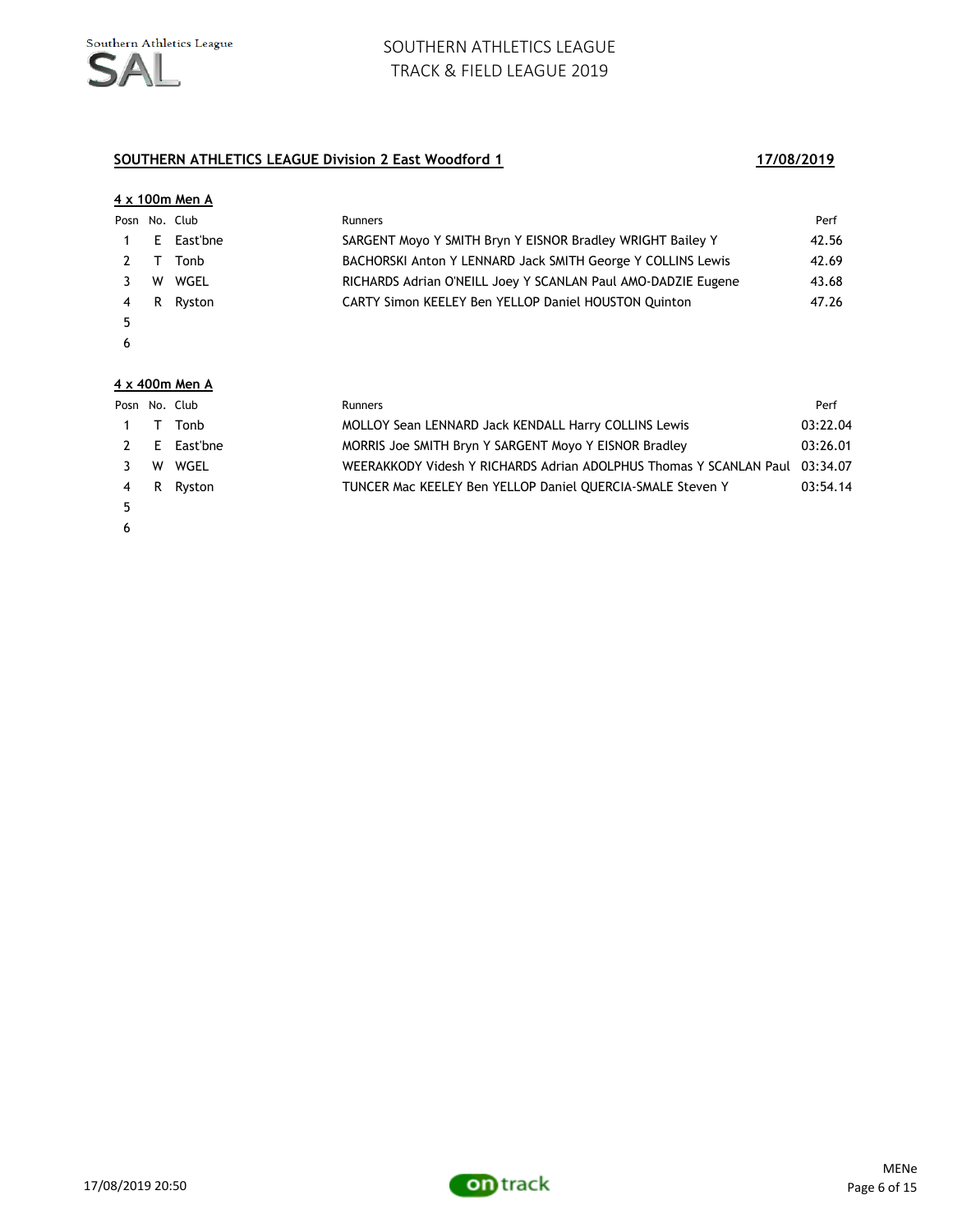## SOUTHERN ATHLETICS LEAGUE Division 2 East Woodford 1

**17/08/2019**

### 4 x 100m Men A

| Posn | No. | Club | Runners | Perf |
|---|---|---|---|---|
| 1 | E | East'bne | SARGENT Moyo Y SMITH Bryn Y EISNOR Bradley WRIGHT Bailey Y | 42.56 |
| 2 | T | Tonb | BACHORSKI Anton Y LENNARD Jack SMITH George Y COLLINS Lewis | 42.69 |
| 3 | W | WGEL | RICHARDS Adrian O'NEILL Joey Y SCANLAN Paul AMO-DADZIE Eugene | 43.68 |
| 4 | R | Ryston | CARTY Simon KEELEY Ben YELLOP Daniel HOUSTON Quinton | 47.26 |
| 5 | | | | |
| 6 | | | | |

### 4 x 400m Men A

| Posn | No. | Club | Runners | Perf |
|---|---|---|---|---|
| 1 | T | Tonb | MOLLOY Sean LENNARD Jack KENDALL Harry COLLINS Lewis | 03:22.04 |
| 2 | E | East'bne | MORRIS Joe SMITH Bryn Y SARGENT Moyo Y EISNOR Bradley | 03:26.01 |
| 3 | W | WGEL | WEERAKKODY Videsh Y RICHARDS Adrian ADOLPHUS Thomas Y SCANLAN Paul | 03:34.07 |
| 4 | R | Ryston | TUNCER Mac KEELEY Ben YELLOP Daniel QUERCIA-SMALE Steven Y | 03:54.14 |
| 5 | | | | |
| 6 | | | | |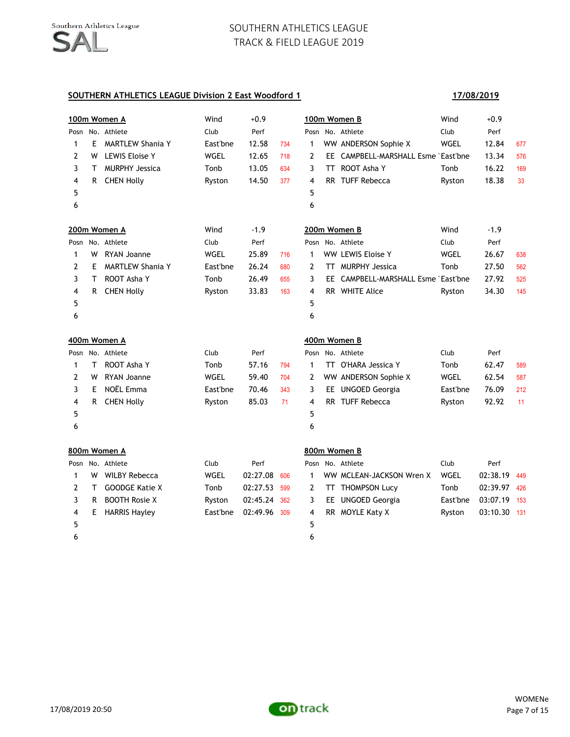# SOUTHERN ATHLETICS LEAGUE
## TRACK & FIELD LEAGUE 2019

**SOUTHERN ATHLETICS LEAGUE Division 2 East Woodford 1** — **17/08/2019**

### 100m Women A

Wind: +0.9

| Posn | No. | Athlete | Club | Perf | Pts |
|---|---|---|---|---|---|
| 1 | E | MARTLEW Shania Y | East'bne | 12.58 | 734 |
| 2 | W | LEWIS Eloise Y | WGEL | 12.65 | 718 |
| 3 | T | MURPHY Jessica | Tonb | 13.05 | 634 |
| 4 | R | CHEN Holly | Ryston | 14.50 | 377 |
| 5 | | | | | |
| 6 | | | | | |

### 100m Women B

Wind: +0.9

| Posn | No. | Athlete | Club | Perf | Pts |
|---|---|---|---|---|---|
| 1 | WW | ANDERSON Sophie X | WGEL | 12.84 | 677 |
| 2 | EE | CAMPBELL-MARSHALL Esme ` | East'bne | 13.34 | 576 |
| 3 | TT | ROOT Asha Y | Tonb | 16.22 | 169 |
| 4 | RR | TUFF Rebecca | Ryston | 18.38 | 33 |
| 5 | | | | | |
| 6 | | | | | |

### 200m Women A

Wind: -1.9

| Posn | No. | Athlete | Club | Perf | Pts |
|---|---|---|---|---|---|
| 1 | W | RYAN Joanne | WGEL | 25.89 | 716 |
| 2 | E | MARTLEW Shania Y | East'bne | 26.24 | 680 |
| 3 | T | ROOT Asha Y | Tonb | 26.49 | 655 |
| 4 | R | CHEN Holly | Ryston | 33.83 | 163 |
| 5 | | | | | |
| 6 | | | | | |

### 200m Women B

Wind: -1.9

| Posn | No. | Athlete | Club | Perf | Pts |
|---|---|---|---|---|---|
| 1 | WW | LEWIS Eloise Y | WGEL | 26.67 | 638 |
| 2 | TT | MURPHY Jessica | Tonb | 27.50 | 562 |
| 3 | EE | CAMPBELL-MARSHALL Esme ` | East'bne | 27.92 | 525 |
| 4 | RR | WHITE Alice | Ryston | 34.30 | 145 |
| 5 | | | | | |
| 6 | | | | | |

### 400m Women A

| Posn | No. | Athlete | Club | Perf | Pts |
|---|---|---|---|---|---|
| 1 | T | ROOT Asha Y | Tonb | 57.16 | 794 |
| 2 | W | RYAN Joanne | WGEL | 59.40 | 704 |
| 3 | E | NOËL Emma | East'bne | 70.46 | 343 |
| 4 | R | CHEN Holly | Ryston | 85.03 | 71 |
| 5 | | | | | |
| 6 | | | | | |

### 400m Women B

| Posn | No. | Athlete | Club | Perf | Pts |
|---|---|---|---|---|---|
| 1 | TT | O'HARA Jessica Y | Tonb | 62.47 | 589 |
| 2 | WW | ANDERSON Sophie X | WGEL | 62.54 | 587 |
| 3 | EE | UNGOED Georgia | East'bne | 76.09 | 212 |
| 4 | RR | TUFF Rebecca | Ryston | 92.92 | 11 |
| 5 | | | | | |
| 6 | | | | | |

### 800m Women A

| Posn | No. | Athlete | Club | Perf | Pts |
|---|---|---|---|---|---|
| 1 | W | WILBY Rebecca | WGEL | 02:27.08 | 606 |
| 2 | T | GOODGE Katie X | Tonb | 02:27.53 | 599 |
| 3 | R | BOOTH Rosie X | Ryston | 02:45.24 | 362 |
| 4 | E | HARRIS Hayley | East'bne | 02:49.96 | 309 |
| 5 | | | | | |
| 6 | | | | | |

### 800m Women B

| Posn | No. | Athlete | Club | Perf | Pts |
|---|---|---|---|---|---|
| 1 | WW | MCLEAN-JACKSON Wren X | WGEL | 02:38.19 | 449 |
| 2 | TT | THOMPSON Lucy | Tonb | 02:39.97 | 426 |
| 3 | EE | UNGOED Georgia | East'bne | 03:07.19 | 153 |
| 4 | RR | MOYLE Katy X | Ryston | 03:10.30 | 131 |
| 5 | | | | | |
| 6 | | | | | |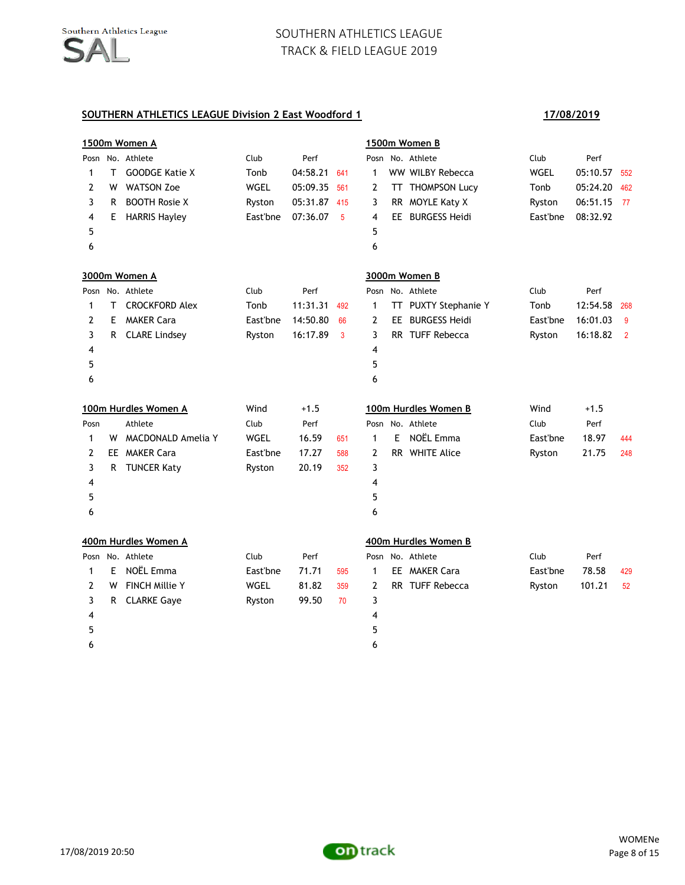# SOUTHERN ATHLETICS LEAGUE
## TRACK & FIELD LEAGUE 2019

**SOUTHERN ATHLETICS LEAGUE Division 2 East Woodford 1** — **17/08/2019**

### 1500m Women A

| Posn | No. | Athlete | Club | Perf | |
|---|---|---|---|---|---|
| 1 | T | GOODGE Katie X | Tonb | 04:58.21 | 641 |
| 2 | W | WATSON Zoe | WGEL | 05:09.35 | 561 |
| 3 | R | BOOTH Rosie X | Ryston | 05:31.87 | 415 |
| 4 | E | HARRIS Hayley | East'bne | 07:36.07 | 5 |
| 5 | | | | | |
| 6 | | | | | |

### 1500m Women B

| Posn | No. | Athlete | Club | Perf | |
|---|---|---|---|---|---|
| 1 | WW | WILBY Rebecca | WGEL | 05:10.57 | 552 |
| 2 | TT | THOMPSON Lucy | Tonb | 05:24.20 | 462 |
| 3 | RR | MOYLE Katy X | Ryston | 06:51.15 | 77 |
| 4 | EE | BURGESS Heidi | East'bne | 08:32.92 | |
| 5 | | | | | |
| 6 | | | | | |

### 3000m Women A

| Posn | No. | Athlete | Club | Perf | |
|---|---|---|---|---|---|
| 1 | T | CROCKFORD Alex | Tonb | 11:31.31 | 492 |
| 2 | E | MAKER Cara | East'bne | 14:50.80 | 66 |
| 3 | R | CLARE Lindsey | Ryston | 16:17.89 | 3 |
| 4 | | | | | |
| 5 | | | | | |
| 6 | | | | | |

### 3000m Women B

| Posn | No. | Athlete | Club | Perf | |
|---|---|---|---|---|---|
| 1 | TT | PUXTY Stephanie Y | Tonb | 12:54.58 | 268 |
| 2 | EE | BURGESS Heidi | East'bne | 16:01.03 | 9 |
| 3 | RR | TUFF Rebecca | Ryston | 16:18.82 | 2 |
| 4 | | | | | |
| 5 | | | | | |
| 6 | | | | | |

### 100m Hurdles Women A

Wind +1.5

| Posn | No. | Athlete | Club | Perf | |
|---|---|---|---|---|---|
| 1 | W | MACDONALD Amelia Y | WGEL | 16.59 | 651 |
| 2 | EE | MAKER Cara | East'bne | 17.27 | 588 |
| 3 | R | TUNCER Katy | Ryston | 20.19 | 352 |
| 4 | | | | | |
| 5 | | | | | |
| 6 | | | | | |

### 100m Hurdles Women B

Wind +1.5

| Posn | No. | Athlete | Club | Perf | |
|---|---|---|---|---|---|
| 1 | E | NOËL Emma | East'bne | 18.97 | 444 |
| 2 | RR | WHITE Alice | Ryston | 21.75 | 248 |
| 3 | | | | | |
| 4 | | | | | |
| 5 | | | | | |
| 6 | | | | | |

### 400m Hurdles Women A

| Posn | No. | Athlete | Club | Perf | |
|---|---|---|---|---|---|
| 1 | E | NOËL Emma | East'bne | 71.71 | 595 |
| 2 | W | FINCH Millie Y | WGEL | 81.82 | 359 |
| 3 | R | CLARKE Gaye | Ryston | 99.50 | 70 |
| 4 | | | | | |
| 5 | | | | | |
| 6 | | | | | |

### 400m Hurdles Women B

| Posn | No. | Athlete | Club | Perf | |
|---|---|---|---|---|---|
| 1 | EE | MAKER Cara | East'bne | 78.58 | 429 |
| 2 | RR | TUFF Rebecca | Ryston | 101.21 | 52 |
| 3 | | | | | |
| 4 | | | | | |
| 5 | | | | | |
| 6 | | | | | |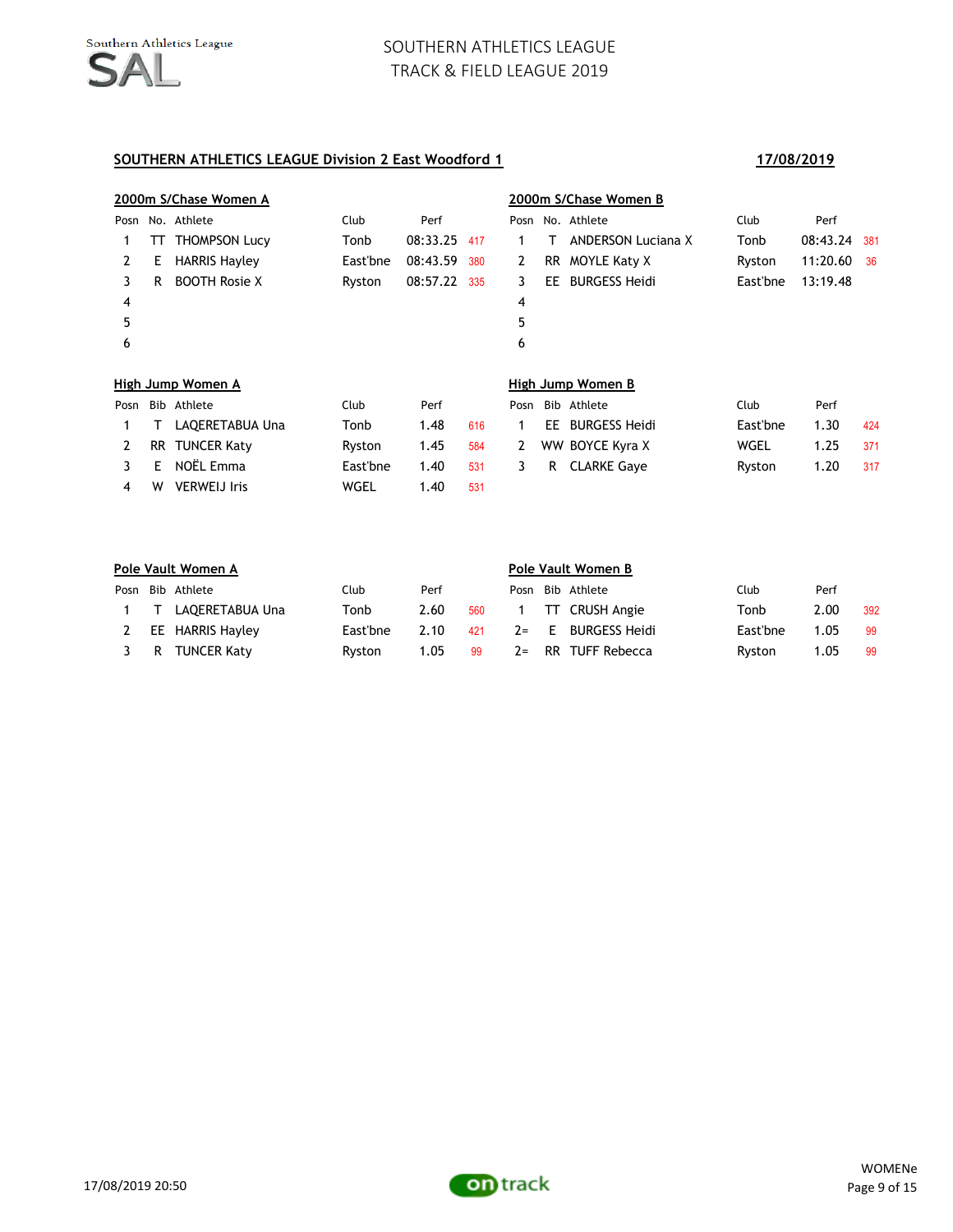# SOUTHERN ATHLETICS LEAGUE
## TRACK & FIELD LEAGUE 2019

**SOUTHERN ATHLETICS LEAGUE Division 2 East Woodford 1** — **17/08/2019**

### 2000m S/Chase Women A

| Posn | No. | Athlete | Club | Perf | |
|---|---|---|---|---|---|
| 1 | TT | THOMPSON Lucy | Tonb | 08:33.25 | 417 |
| 2 | E | HARRIS Hayley | East'bne | 08:43.59 | 380 |
| 3 | R | BOOTH Rosie X | Ryston | 08:57.22 | 335 |
| 4 | | | | | |
| 5 | | | | | |
| 6 | | | | | |

### 2000m S/Chase Women B

| Posn | No. | Athlete | Club | Perf | |
|---|---|---|---|---|---|
| 1 | T | ANDERSON Luciana X | Tonb | 08:43.24 | 381 |
| 2 | RR | MOYLE Katy X | Ryston | 11:20.60 | 36 |
| 3 | EE | BURGESS Heidi | East'bne | 13:19.48 | |
| 4 | | | | | |
| 5 | | | | | |
| 6 | | | | | |

### High Jump Women A

| Posn | Bib | Athlete | Club | Perf | |
|---|---|---|---|---|---|
| 1 | T | LAQERETABUA Una | Tonb | 1.48 | 616 |
| 2 | RR | TUNCER Katy | Ryston | 1.45 | 584 |
| 3 | E | NOËL Emma | East'bne | 1.40 | 531 |
| 4 | W | VERWEIJ Iris | WGEL | 1.40 | 531 |

### High Jump Women B

| Posn | Bib | Athlete | Club | Perf | |
|---|---|---|---|---|---|
| 1 | EE | BURGESS Heidi | East'bne | 1.30 | 424 |
| 2 | WW | BOYCE Kyra X | WGEL | 1.25 | 371 |
| 3 | R | CLARKE Gaye | Ryston | 1.20 | 317 |

### Pole Vault Women A

| Posn | Bib | Athlete | Club | Perf | |
|---|---|---|---|---|---|
| 1 | T | LAQERETABUA Una | Tonb | 2.60 | 560 |
| 2 | EE | HARRIS Hayley | East'bne | 2.10 | 421 |
| 3 | R | TUNCER Katy | Ryston | 1.05 | 99 |

### Pole Vault Women B

| Posn | Bib | Athlete | Club | Perf | |
|---|---|---|---|---|---|
| 1 | TT | CRUSH Angie | Tonb | 2.00 | 392 |
| 2= | E | BURGESS Heidi | East'bne | 1.05 | 99 |
| 2= | RR | TUFF Rebecca | Ryston | 1.05 | 99 |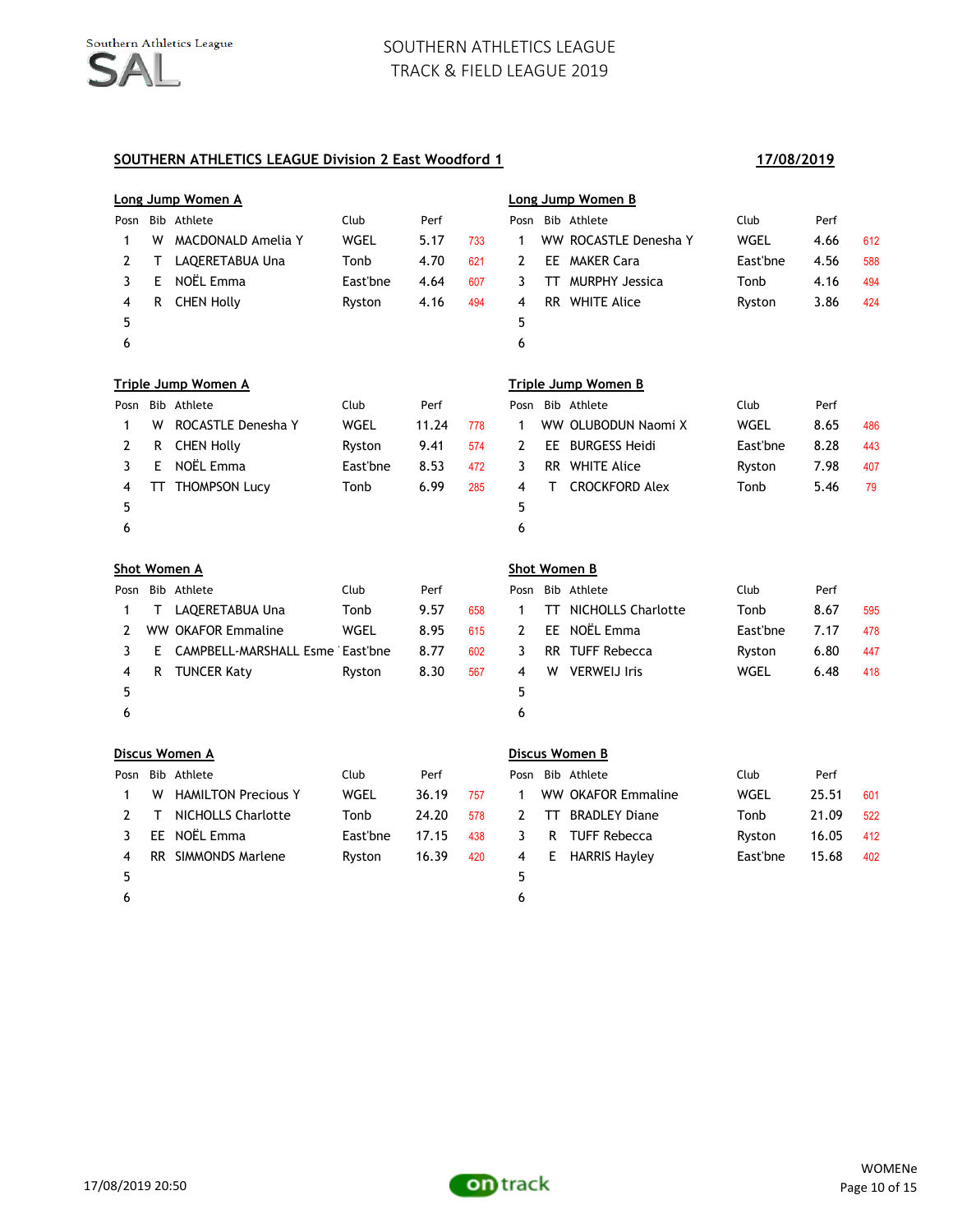# SOUTHERN ATHLETICS LEAGUE
# TRACK & FIELD LEAGUE 2019

**SOUTHERN ATHLETICS LEAGUE Division 2 East Woodford 1** **17/08/2019**

**Long Jump Women A**

| Posn | Bib | Athlete | Club | Perf | |
|---|---|---|---|---|---|
| 1 | W | MACDONALD Amelia Y | WGEL | 5.17 | 733 |
| 2 | T | LAQERETABUA Una | Tonb | 4.70 | 621 |
| 3 | E | NOËL Emma | East'bne | 4.64 | 607 |
| 4 | R | CHEN Holly | Ryston | 4.16 | 494 |
| 5 | | | | | |
| 6 | | | | | |

**Long Jump Women B**

| Posn | Bib | Athlete | Club | Perf | |
|---|---|---|---|---|---|
| 1 | WW | ROCASTLE Denesha Y | WGEL | 4.66 | 612 |
| 2 | EE | MAKER Cara | East'bne | 4.56 | 588 |
| 3 | TT | MURPHY Jessica | Tonb | 4.16 | 494 |
| 4 | RR | WHITE Alice | Ryston | 3.86 | 424 |
| 5 | | | | | |
| 6 | | | | | |

**Triple Jump Women A**

| Posn | Bib | Athlete | Club | Perf | |
|---|---|---|---|---|---|
| 1 | W | ROCASTLE Denesha Y | WGEL | 11.24 | 778 |
| 2 | R | CHEN Holly | Ryston | 9.41 | 574 |
| 3 | E | NOËL Emma | East'bne | 8.53 | 472 |
| 4 | TT | THOMPSON Lucy | Tonb | 6.99 | 285 |
| 5 | | | | | |
| 6 | | | | | |

**Triple Jump Women B**

| Posn | Bib | Athlete | Club | Perf | |
|---|---|---|---|---|---|
| 1 | WW | OLUBODUN Naomi X | WGEL | 8.65 | 486 |
| 2 | EE | BURGESS Heidi | East'bne | 8.28 | 443 |
| 3 | RR | WHITE Alice | Ryston | 7.98 | 407 |
| 4 | T | CROCKFORD Alex | Tonb | 5.46 | 79 |
| 5 | | | | | |
| 6 | | | | | |

**Shot Women A**

| Posn | Bib | Athlete | Club | Perf | |
|---|---|---|---|---|---|
| 1 | T | LAQERETABUA Una | Tonb | 9.57 | 658 |
| 2 | WW | OKAFOR Emmaline | WGEL | 8.95 | 615 |
| 3 | E | CAMPBELL-MARSHALL Esme | East'bne | 8.77 | 602 |
| 4 | R | TUNCER Katy | Ryston | 8.30 | 567 |
| 5 | | | | | |
| 6 | | | | | |

**Shot Women B**

| Posn | Bib | Athlete | Club | Perf | |
|---|---|---|---|---|---|
| 1 | TT | NICHOLLS Charlotte | Tonb | 8.67 | 595 |
| 2 | EE | NOËL Emma | East'bne | 7.17 | 478 |
| 3 | RR | TUFF Rebecca | Ryston | 6.80 | 447 |
| 4 | W | VERWEIJ Iris | WGEL | 6.48 | 418 |
| 5 | | | | | |
| 6 | | | | | |

**Discus Women A**

| Posn | Bib | Athlete | Club | Perf | |
|---|---|---|---|---|---|
| 1 | W | HAMILTON Precious Y | WGEL | 36.19 | 757 |
| 2 | T | NICHOLLS Charlotte | Tonb | 24.20 | 578 |
| 3 | EE | NOËL Emma | East'bne | 17.15 | 438 |
| 4 | RR | SIMMONDS Marlene | Ryston | 16.39 | 420 |
| 5 | | | | | |
| 6 | | | | | |

**Discus Women B**

| Posn | Bib | Athlete | Club | Perf | |
|---|---|---|---|---|---|
| 1 | WW | OKAFOR Emmaline | WGEL | 25.51 | 601 |
| 2 | TT | BRADLEY Diane | Tonb | 21.09 | 522 |
| 3 | R | TUFF Rebecca | Ryston | 16.05 | 412 |
| 4 | E | HARRIS Hayley | East'bne | 15.68 | 402 |
| 5 | | | | | |
| 6 | | | | | |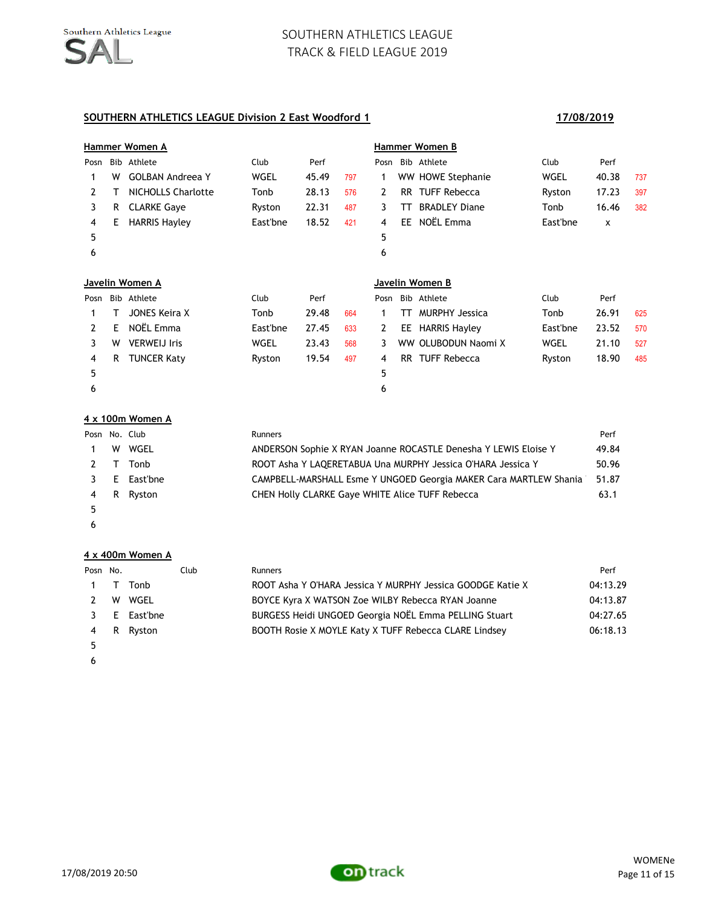# SOUTHERN ATHLETICS LEAGUE
# TRACK & FIELD LEAGUE 2019

**SOUTHERN ATHLETICS LEAGUE Division 2 East Woodford 1** **17/08/2019**

### Hammer Women A

| Posn | Bib | Athlete | Club | Perf | |
|---|---|---|---|---|---|
| 1 | W | GOLBAN Andreea Y | WGEL | 45.49 | 797 |
| 2 | T | NICHOLLS Charlotte | Tonb | 28.13 | 576 |
| 3 | R | CLARKE Gaye | Ryston | 22.31 | 487 |
| 4 | E | HARRIS Hayley | East'bne | 18.52 | 421 |
| 5 | | | | | |
| 6 | | | | | |

### Hammer Women B

| Posn | Bib | Athlete | Club | Perf | |
|---|---|---|---|---|---|
| 1 | WW | HOWE Stephanie | WGEL | 40.38 | 737 |
| 2 | RR | TUFF Rebecca | Ryston | 17.23 | 397 |
| 3 | TT | BRADLEY Diane | Tonb | 16.46 | 382 |
| 4 | EE | NOËL Emma | East'bne | x | |
| 5 | | | | | |
| 6 | | | | | |

### Javelin Women A

| Posn | Bib | Athlete | Club | Perf | |
|---|---|---|---|---|---|
| 1 | T | JONES Keira X | Tonb | 29.48 | 664 |
| 2 | E | NOËL Emma | East'bne | 27.45 | 633 |
| 3 | W | VERWEIJ Iris | WGEL | 23.43 | 568 |
| 4 | R | TUNCER Katy | Ryston | 19.54 | 497 |
| 5 | | | | | |
| 6 | | | | | |

### Javelin Women B

| Posn | Bib | Athlete | Club | Perf | |
|---|---|---|---|---|---|
| 1 | TT | MURPHY Jessica | Tonb | 26.91 | 625 |
| 2 | EE | HARRIS Hayley | East'bne | 23.52 | 570 |
| 3 | WW | OLUBODUN Naomi X | WGEL | 21.10 | 527 |
| 4 | RR | TUFF Rebecca | Ryston | 18.90 | 485 |
| 5 | | | | | |
| 6 | | | | | |

### 4 x 100m Women A

| Posn | No. | Club | Runners | Perf |
|---|---|---|---|---|
| 1 | W | WGEL | ANDERSON Sophie X RYAN Joanne ROCASTLE Denesha Y LEWIS Eloise Y | 49.84 |
| 2 | T | Tonb | ROOT Asha Y LAQERETABUA Una MURPHY Jessica O'HARA Jessica Y | 50.96 |
| 3 | E | East'bne | CAMPBELL-MARSHALL Esme Y UNGOED Georgia MAKER Cara MARTLEW Shania | 51.87 |
| 4 | R | Ryston | CHEN Holly CLARKE Gaye WHITE Alice TUFF Rebecca | 63.1 |
| 5 | | | | |
| 6 | | | | |

### 4 x 400m Women A

| Posn | No. | Club | Runners | Perf |
|---|---|---|---|---|
| 1 | T | Tonb | ROOT Asha Y O'HARA Jessica Y MURPHY Jessica GOODGE Katie X | 04:13.29 |
| 2 | W | WGEL | BOYCE Kyra X WATSON Zoe WILBY Rebecca RYAN Joanne | 04:13.87 |
| 3 | E | East'bne | BURGESS Heidi UNGOED Georgia NOËL Emma PELLING Stuart | 04:27.65 |
| 4 | R | Ryston | BOOTH Rosie X MOYLE Katy X TUFF Rebecca CLARE Lindsey | 06:18.13 |
| 5 | | | | |
| 6 | | | | |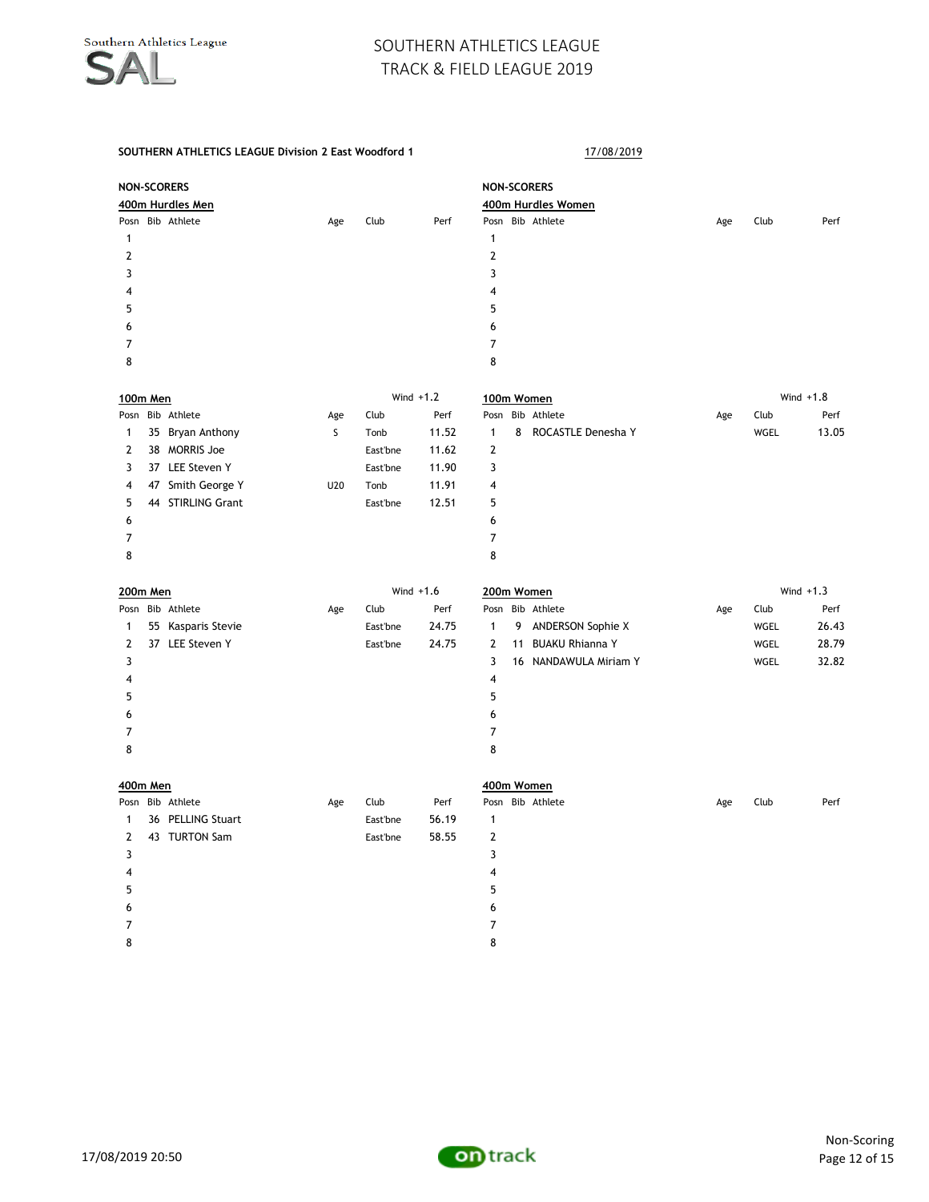# SOUTHERN ATHLETICS LEAGUE
## TRACK & FIELD LEAGUE 2019

**SOUTHERN ATHLETICS LEAGUE Division 2 East Woodford 1** — 17/08/2019

### NON-SCORERS

**400m Hurdles Men**

| Posn | Bib | Athlete | Age | Club | Perf |
|---|---|---|---|---|---|
| 1 | | | | | |
| 2 | | | | | |
| 3 | | | | | |
| 4 | | | | | |
| 5 | | | | | |
| 6 | | | | | |
| 7 | | | | | |
| 8 | | | | | |

### NON-SCORERS

**400m Hurdles Women**

| Posn | Bib | Athlete | Age | Club | Perf |
|---|---|---|---|---|---|
| 1 | | | | | |
| 2 | | | | | |
| 3 | | | | | |
| 4 | | | | | |
| 5 | | | | | |
| 6 | | | | | |
| 7 | | | | | |
| 8 | | | | | |

**100m Men** — Wind +1.2

| Posn | Bib | Athlete | Age | Club | Perf |
|---|---|---|---|---|---|
| 1 | 35 | Bryan Anthony | S | Tonb | 11.52 |
| 2 | 38 | MORRIS Joe | | East'bne | 11.62 |
| 3 | 37 | LEE Steven Y | | East'bne | 11.90 |
| 4 | 47 | Smith George Y | U20 | Tonb | 11.91 |
| 5 | 44 | STIRLING Grant | | East'bne | 12.51 |
| 6 | | | | | |
| 7 | | | | | |
| 8 | | | | | |

**100m Women** — Wind +1.8

| Posn | Bib | Athlete | Age | Club | Perf |
|---|---|---|---|---|---|
| 1 | 8 | ROCASTLE Denesha Y | | WGEL | 13.05 |
| 2 | | | | | |
| 3 | | | | | |
| 4 | | | | | |
| 5 | | | | | |
| 6 | | | | | |
| 7 | | | | | |
| 8 | | | | | |

**200m Men** — Wind +1.6

| Posn | Bib | Athlete | Age | Club | Perf |
|---|---|---|---|---|---|
| 1 | 55 | Kasparis Stevie | | East'bne | 24.75 |
| 2 | 37 | LEE Steven Y | | East'bne | 24.75 |
| 3 | | | | | |
| 4 | | | | | |
| 5 | | | | | |
| 6 | | | | | |
| 7 | | | | | |
| 8 | | | | | |

**200m Women** — Wind +1.3

| Posn | Bib | Athlete | Age | Club | Perf |
|---|---|---|---|---|---|
| 1 | 9 | ANDERSON Sophie X | | WGEL | 26.43 |
| 2 | 11 | BUAKU Rhianna Y | | WGEL | 28.79 |
| 3 | 16 | NANDAWULA Miriam Y | | WGEL | 32.82 |
| 4 | | | | | |
| 5 | | | | | |
| 6 | | | | | |
| 7 | | | | | |
| 8 | | | | | |

**400m Men**

| Posn | Bib | Athlete | Age | Club | Perf |
|---|---|---|---|---|---|
| 1 | 36 | PELLING Stuart | | East'bne | 56.19 |
| 2 | 43 | TURTON Sam | | East'bne | 58.55 |
| 3 | | | | | |
| 4 | | | | | |
| 5 | | | | | |
| 6 | | | | | |
| 7 | | | | | |
| 8 | | | | | |

**400m Women**

| Posn | Bib | Athlete | Age | Club | Perf |
|---|---|---|---|---|---|
| 1 | | | | | |
| 2 | | | | | |
| 3 | | | | | |
| 4 | | | | | |
| 5 | | | | | |
| 6 | | | | | |
| 7 | | | | | |
| 8 | | | | | |

17/08/2019 20:50 — Non-Scoring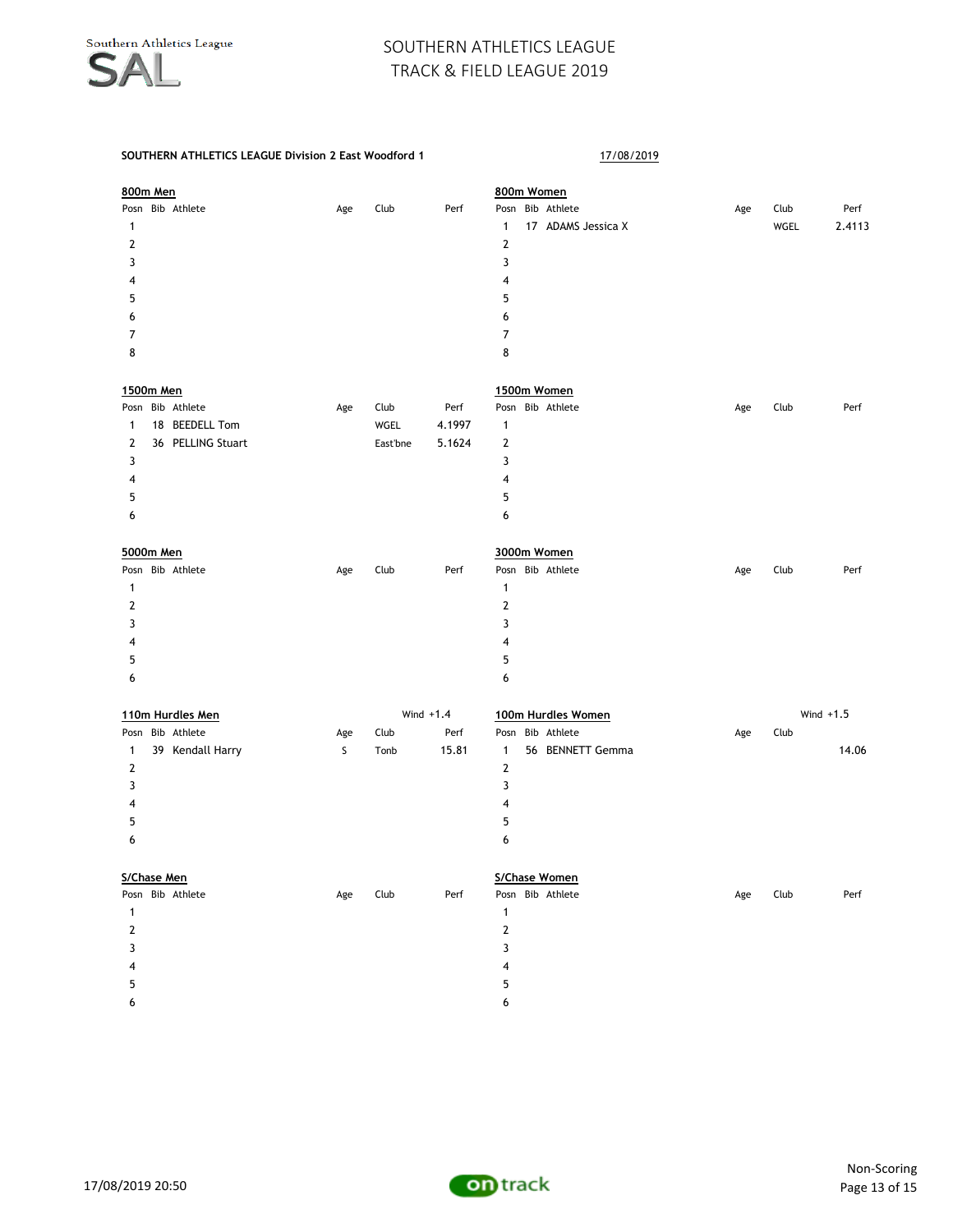SOUTHERN ATHLETICS LEAGUE Division 2 East Woodford 1 — 17/08/2019

### 800m Men

| Posn | Bib | Athlete | Age | Club | Perf |
|---|---|---|---|---|---|
| 1 | | | | | |
| 2 | | | | | |
| 3 | | | | | |
| 4 | | | | | |
| 5 | | | | | |
| 6 | | | | | |
| 7 | | | | | |
| 8 | | | | | |

### 800m Women

| Posn | Bib | Athlete | Age | Club | Perf |
|---|---|---|---|---|---|
| 1 | 17 | ADAMS Jessica X | | WGEL | 2.4113 |
| 2 | | | | | |
| 3 | | | | | |
| 4 | | | | | |
| 5 | | | | | |
| 6 | | | | | |
| 7 | | | | | |
| 8 | | | | | |

### 1500m Men

| Posn | Bib | Athlete | Age | Club | Perf |
|---|---|---|---|---|---|
| 1 | 18 | BEEDELL Tom | | WGEL | 4.1997 |
| 2 | 36 | PELLING Stuart | | East'bne | 5.1624 |
| 3 | | | | | |
| 4 | | | | | |
| 5 | | | | | |
| 6 | | | | | |

### 1500m Women

| Posn | Bib | Athlete | Age | Club | Perf |
|---|---|---|---|---|---|
| 1 | | | | | |
| 2 | | | | | |
| 3 | | | | | |
| 4 | | | | | |
| 5 | | | | | |
| 6 | | | | | |

### 5000m Men

| Posn | Bib | Athlete | Age | Club | Perf |
|---|---|---|---|---|---|
| 1 | | | | | |
| 2 | | | | | |
| 3 | | | | | |
| 4 | | | | | |
| 5 | | | | | |
| 6 | | | | | |

### 3000m Women

| Posn | Bib | Athlete | Age | Club | Perf |
|---|---|---|---|---|---|
| 1 | | | | | |
| 2 | | | | | |
| 3 | | | | | |
| 4 | | | | | |
| 5 | | | | | |
| 6 | | | | | |

### 110m Hurdles Men

Wind +1.4

| Posn | Bib | Athlete | Age | Club | Perf |
|---|---|---|---|---|---|
| 1 | 39 | Kendall Harry | S | Tonb | 15.81 |
| 2 | | | | | |
| 3 | | | | | |
| 4 | | | | | |
| 5 | | | | | |
| 6 | | | | | |

### 100m Hurdles Women

Wind +1.5

| Posn | Bib | Athlete | Age | Club | Perf |
|---|---|---|---|---|---|
| 1 | 56 | BENNETT Gemma | | | 14.06 |
| 2 | | | | | |
| 3 | | | | | |
| 4 | | | | | |
| 5 | | | | | |
| 6 | | | | | |

### S/Chase Men

| Posn | Bib | Athlete | Age | Club | Perf |
|---|---|---|---|---|---|
| 1 | | | | | |
| 2 | | | | | |
| 3 | | | | | |
| 4 | | | | | |
| 5 | | | | | |
| 6 | | | | | |

### S/Chase Women

| Posn | Bib | Athlete | Age | Club | Perf |
|---|---|---|---|---|---|
| 1 | | | | | |
| 2 | | | | | |
| 3 | | | | | |
| 4 | | | | | |
| 5 | | | | | |
| 6 | | | | | |

Non-Scoring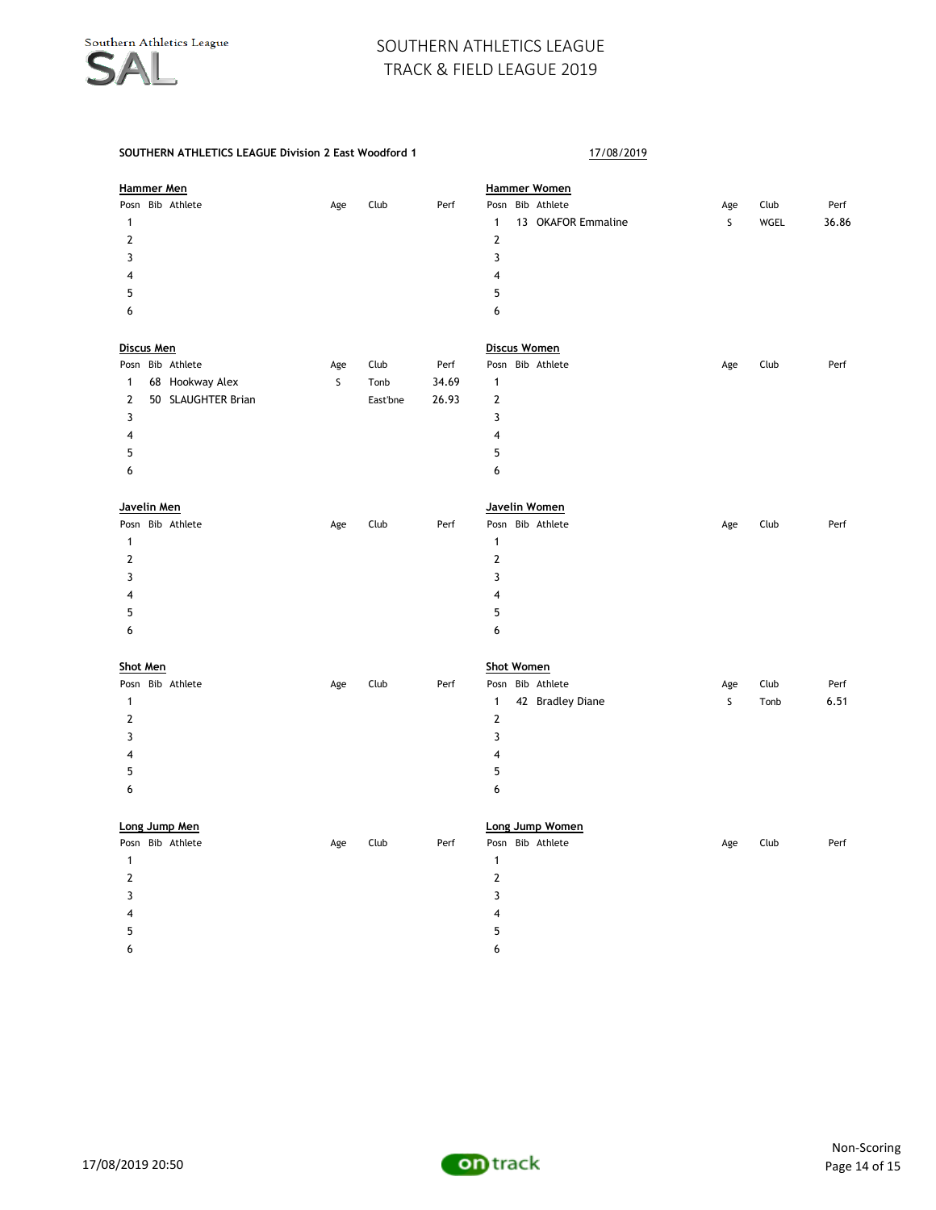# SOUTHERN ATHLETICS LEAGUE
## TRACK & FIELD LEAGUE 2019

**SOUTHERN ATHLETICS LEAGUE Division 2 East Woodford 1** 17/08/2019

### Hammer Men

| Posn | Bib | Athlete | Age | Club | Perf |
|---|---|---|---|---|---|
| 1 | | | | | |
| 2 | | | | | |
| 3 | | | | | |
| 4 | | | | | |
| 5 | | | | | |
| 6 | | | | | |

### Hammer Women

| Posn | Bib | Athlete | Age | Club | Perf |
|---|---|---|---|---|---|
| 1 | 13 | OKAFOR Emmaline | S | WGEL | 36.86 |
| 2 | | | | | |
| 3 | | | | | |
| 4 | | | | | |
| 5 | | | | | |
| 6 | | | | | |

### Discus Men

| Posn | Bib | Athlete | Age | Club | Perf |
|---|---|---|---|---|---|
| 1 | 68 | Hookway Alex | S | Tonb | 34.69 |
| 2 | 50 | SLAUGHTER Brian | | East'bne | 26.93 |
| 3 | | | | | |
| 4 | | | | | |
| 5 | | | | | |
| 6 | | | | | |

### Discus Women

| Posn | Bib | Athlete | Age | Club | Perf |
|---|---|---|---|---|---|
| 1 | | | | | |
| 2 | | | | | |
| 3 | | | | | |
| 4 | | | | | |
| 5 | | | | | |
| 6 | | | | | |

### Javelin Men

| Posn | Bib | Athlete | Age | Club | Perf |
|---|---|---|---|---|---|
| 1 | | | | | |
| 2 | | | | | |
| 3 | | | | | |
| 4 | | | | | |
| 5 | | | | | |
| 6 | | | | | |

### Javelin Women

| Posn | Bib | Athlete | Age | Club | Perf |
|---|---|---|---|---|---|
| 1 | | | | | |
| 2 | | | | | |
| 3 | | | | | |
| 4 | | | | | |
| 5 | | | | | |
| 6 | | | | | |

### Shot Men

| Posn | Bib | Athlete | Age | Club | Perf |
|---|---|---|---|---|---|
| 1 | | | | | |
| 2 | | | | | |
| 3 | | | | | |
| 4 | | | | | |
| 5 | | | | | |
| 6 | | | | | |

### Shot Women

| Posn | Bib | Athlete | Age | Club | Perf |
|---|---|---|---|---|---|
| 1 | 42 | Bradley Diane | S | Tonb | 6.51 |
| 2 | | | | | |
| 3 | | | | | |
| 4 | | | | | |
| 5 | | | | | |
| 6 | | | | | |

### Long Jump Men

| Posn | Bib | Athlete | Age | Club | Perf |
|---|---|---|---|---|---|
| 1 | | | | | |
| 2 | | | | | |
| 3 | | | | | |
| 4 | | | | | |
| 5 | | | | | |
| 6 | | | | | |

### Long Jump Women

| Posn | Bib | Athlete | Age | Club | Perf |
|---|---|---|---|---|---|
| 1 | | | | | |
| 2 | | | | | |
| 3 | | | | | |
| 4 | | | | | |
| 5 | | | | | |
| 6 | | | | | |

Non-Scoring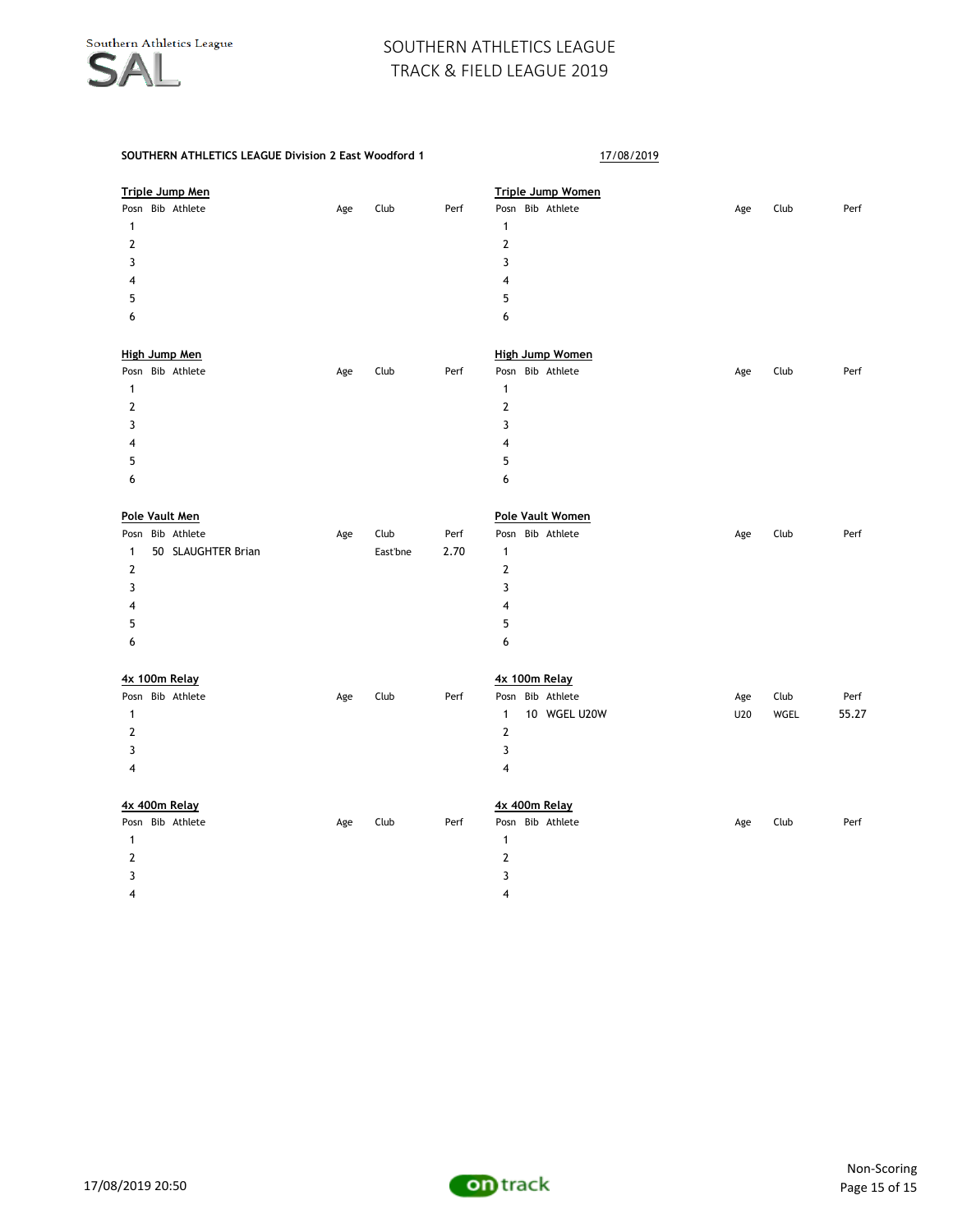SOUTHERN ATHLETICS LEAGUE
TRACK & FIELD LEAGUE 2019

**SOUTHERN ATHLETICS LEAGUE Division 2 East Woodford 1** 17/08/2019

### Triple Jump Men

| Posn | Bib | Athlete | Age | Club | Perf |
|---|---|---|---|---|---|
| 1 | | | | | |
| 2 | | | | | |
| 3 | | | | | |
| 4 | | | | | |
| 5 | | | | | |
| 6 | | | | | |

### Triple Jump Women

| Posn | Bib | Athlete | Age | Club | Perf |
|---|---|---|---|---|---|
| 1 | | | | | |
| 2 | | | | | |
| 3 | | | | | |
| 4 | | | | | |
| 5 | | | | | |
| 6 | | | | | |

### High Jump Men

| Posn | Bib | Athlete | Age | Club | Perf |
|---|---|---|---|---|---|
| 1 | | | | | |
| 2 | | | | | |
| 3 | | | | | |
| 4 | | | | | |
| 5 | | | | | |
| 6 | | | | | |

### High Jump Women

| Posn | Bib | Athlete | Age | Club | Perf |
|---|---|---|---|---|---|
| 1 | | | | | |
| 2 | | | | | |
| 3 | | | | | |
| 4 | | | | | |
| 5 | | | | | |
| 6 | | | | | |

### Pole Vault Men

| Posn | Bib | Athlete | Age | Club | Perf |
|---|---|---|---|---|---|
| 1 | 50 | SLAUGHTER Brian | | East'bne | 2.70 |
| 2 | | | | | |
| 3 | | | | | |
| 4 | | | | | |
| 5 | | | | | |
| 6 | | | | | |

### Pole Vault Women

| Posn | Bib | Athlete | Age | Club | Perf |
|---|---|---|---|---|---|
| 1 | | | | | |
| 2 | | | | | |
| 3 | | | | | |
| 4 | | | | | |
| 5 | | | | | |
| 6 | | | | | |

### 4x 100m Relay (Men)

| Posn | Bib | Athlete | Age | Club | Perf |
|---|---|---|---|---|---|
| 1 | | | | | |
| 2 | | | | | |
| 3 | | | | | |
| 4 | | | | | |

### 4x 100m Relay (Women)

| Posn | Bib | Athlete | Age | Club | Perf |
|---|---|---|---|---|---|
| 1 | 10 | WGEL U20W | U20 | WGEL | 55.27 |
| 2 | | | | | |
| 3 | | | | | |
| 4 | | | | | |

### 4x 400m Relay (Men)

| Posn | Bib | Athlete | Age | Club | Perf |
|---|---|---|---|---|---|
| 1 | | | | | |
| 2 | | | | | |
| 3 | | | | | |
| 4 | | | | | |

### 4x 400m Relay (Women)

| Posn | Bib | Athlete | Age | Club | Perf |
|---|---|---|---|---|---|
| 1 | | | | | |
| 2 | | | | | |
| 3 | | | | | |
| 4 | | | | | |

17/08/2019 20:50

Non-Scoring